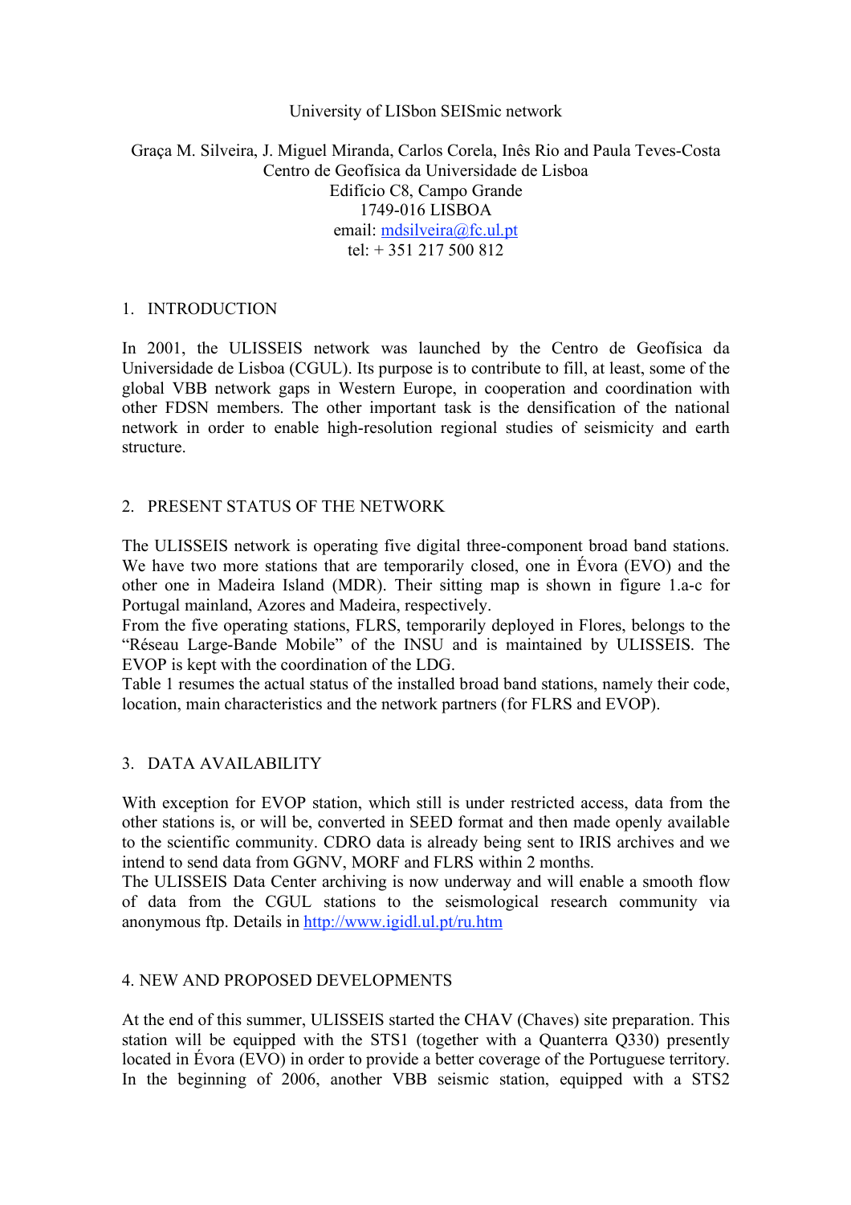# University of LISbon SEISmic network

Graça M. Silveira, J. Miguel Miranda, Carlos Corela, Inês Rio and Paula Teves-Costa
Centro de Geofísica da Universidade de Lisboa
Edifício C8, Campo Grande
1749-016 LISBOA
email: mdsilveira@fc.ul.pt
tel: + 351 217 500 812

## 1. INTRODUCTION

In 2001, the ULISSEIS network was launched by the Centro de Geofísica da Universidade de Lisboa (CGUL). Its purpose is to contribute to fill, at least, some of the global VBB network gaps in Western Europe, in cooperation and coordination with other FDSN members. The other important task is the densification of the national network in order to enable high-resolution regional studies of seismicity and earth structure.

## 2. PRESENT STATUS OF THE NETWORK

The ULISSEIS network is operating five digital three-component broad band stations. We have two more stations that are temporarily closed, one in Évora (EVO) and the other one in Madeira Island (MDR). Their sitting map is shown in figure 1.a-c for Portugal mainland, Azores and Madeira, respectively.

From the five operating stations, FLRS, temporarily deployed in Flores, belongs to the "Réseau Large-Bande Mobile" of the INSU and is maintained by ULISSEIS. The EVOP is kept with the coordination of the LDG.

Table 1 resumes the actual status of the installed broad band stations, namely their code, location, main characteristics and the network partners (for FLRS and EVOP).

## 3. DATA AVAILABILITY

With exception for EVOP station, which still is under restricted access, data from the other stations is, or will be, converted in SEED format and then made openly available to the scientific community. CDRO data is already being sent to IRIS archives and we intend to send data from GGNV, MORF and FLRS within 2 months.

The ULISSEIS Data Center archiving is now underway and will enable a smooth flow of data from the CGUL stations to the seismological research community via anonymous ftp. Details in http://www.igidl.ul.pt/ru.htm

## 4. NEW AND PROPOSED DEVELOPMENTS

At the end of this summer, ULISSEIS started the CHAV (Chaves) site preparation. This station will be equipped with the STS1 (together with a Quanterra Q330) presently located in Évora (EVO) in order to provide a better coverage of the Portuguese territory. In the beginning of 2006, another VBB seismic station, equipped with a STS2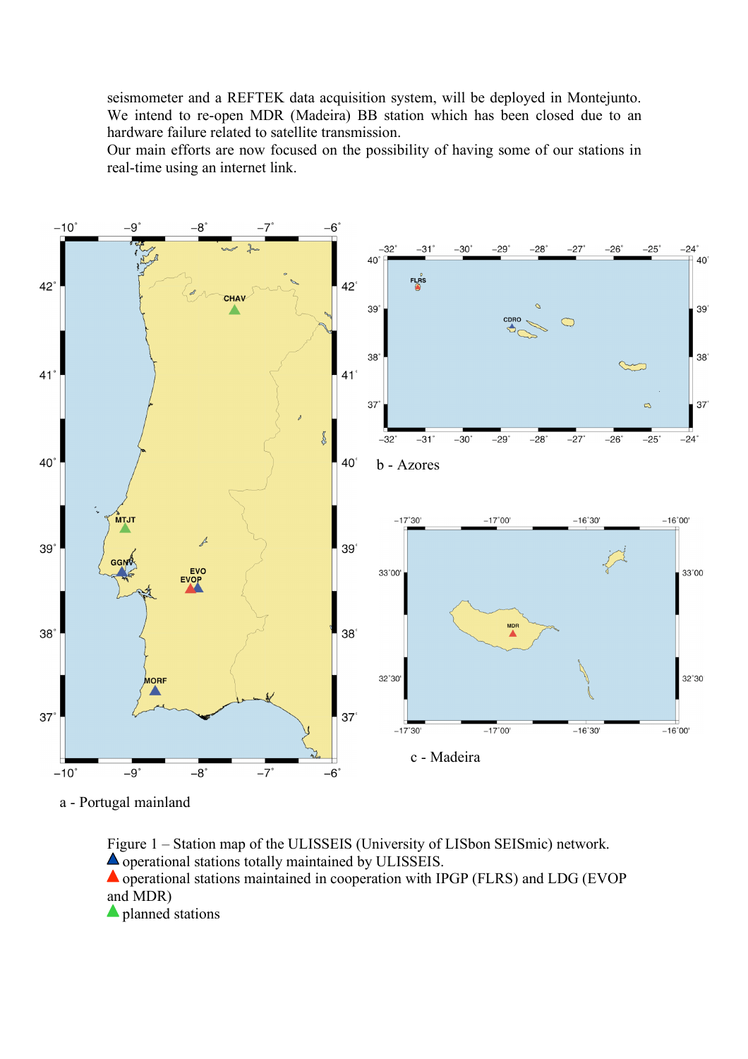seismometer and a REFTEK data acquisition system, will be deployed in Montejunto. We intend to re-open MDR (Madeira) BB station which has been closed due to an hardware failure related to satellite transmission.
Our main efforts are now focused on the possibility of having some of our stations in real-time using an internet link.

a - Portugal mainland

b - Azores

c - Madeira

Figure 1 – Station map of the ULISSEIS (University of LISbon SEISmic) network.
▲ operational stations totally maintained by ULISSEIS.
▲ operational stations maintained in cooperation with IPGP (FLRS) and LDG (EVOP and MDR)
▲ planned stations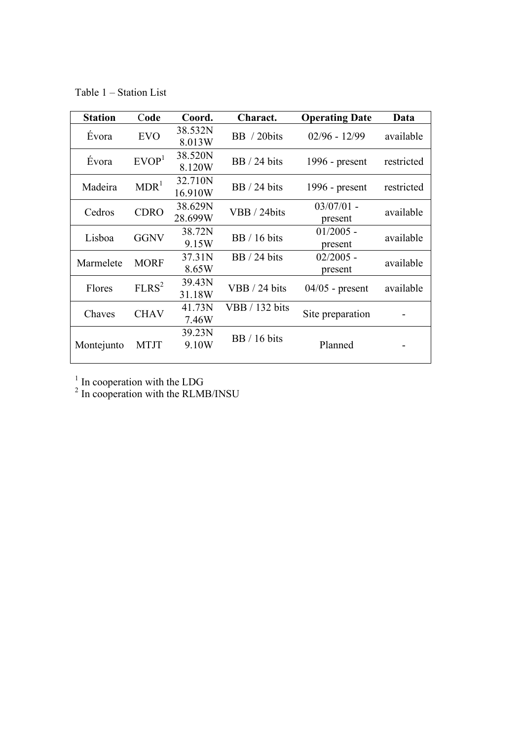Table 1 – Station List

| Station | Code | Coord. | Charact. | Operating Date | Data |
|---|---|---|---|---|---|
| Évora | EVO | 38.532N 8.013W | BB / 20bits | 02/96 - 12/99 | available |
| Évora | EVOP[1] | 38.520N 8.120W | BB / 24 bits | 1996 - present | restricted |
| Madeira | MDR[1] | 32.710N 16.910W | BB / 24 bits | 1996 - present | restricted |
| Cedros | CDRO | 38.629N 28.699W | VBB / 24bits | 03/07/01 - present | available |
| Lisboa | GGNV | 38.72N 9.15W | BB / 16 bits | 01/2005 - present | available |
| Marmelete | MORF | 37.31N 8.65W | BB / 24 bits | 02/2005 - present | available |
| Flores | FLRS[2] | 39.43N 31.18W | VBB / 24 bits | 04/05 - present | available |
| Chaves | CHAV | 41.73N 7.46W | VBB / 132 bits | Site preparation | - |
| Montejunto | MTJT | 39.23N 9.10W | BB / 16 bits | Planned | - |

[1] In cooperation with the LDG
[2] In cooperation with the RLMB/INSU